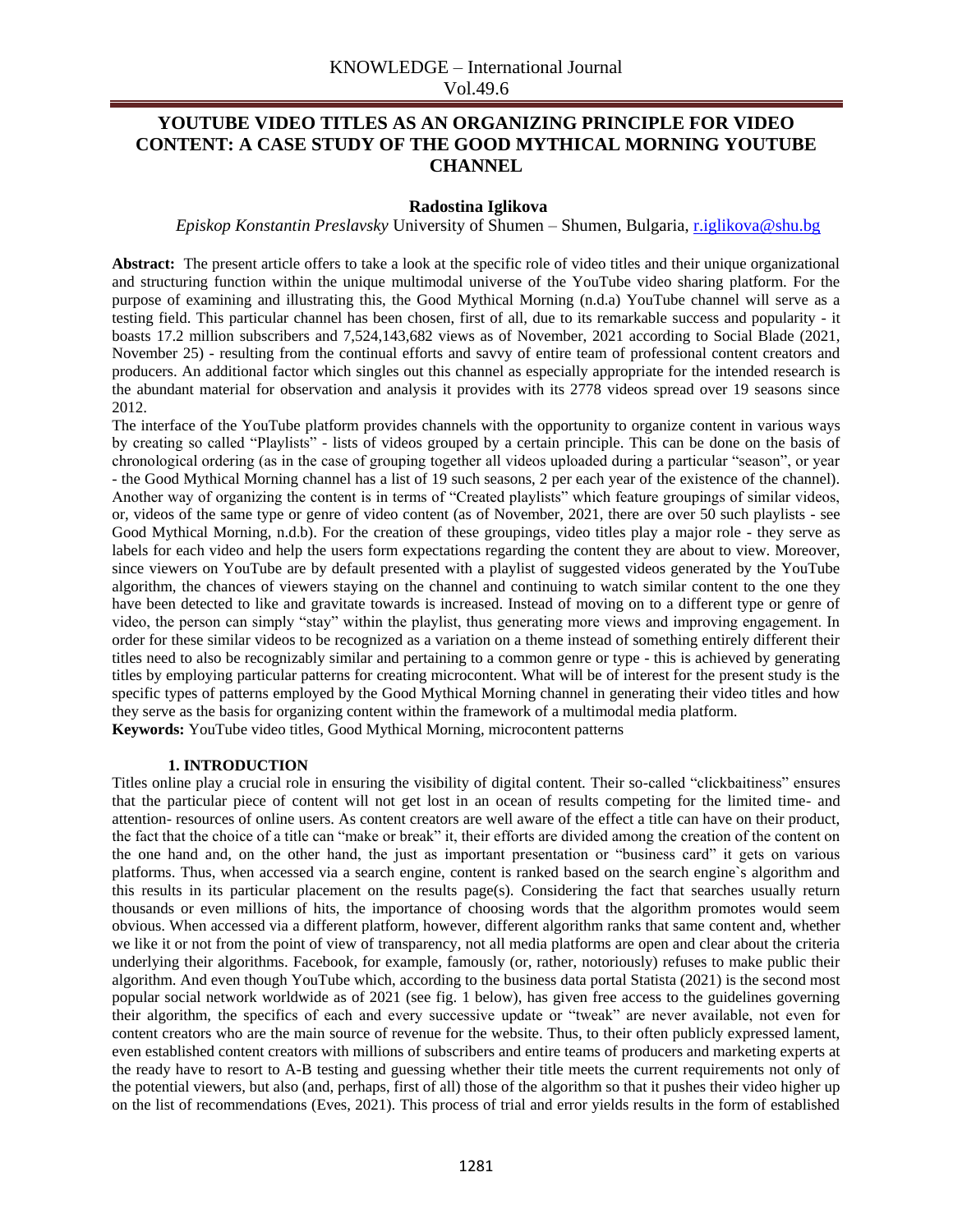# YOUTUBE VIDEO TITLES AS AN ORGANIZING PRINCIPLE FOR VIDEO CONTENT: A CASE STUDY OF THE GOOD MYTHICAL MORNING YOUTUBE CHANNEL

**Radostina Iglikova**

*Episkop Konstantin Preslavsky* University of Shumen – Shumen, Bulgaria, r.iglikova@shu.bg

**Abstract:** The present article offers to take a look at the specific role of video titles and their unique organizational and structuring function within the unique multimodal universe of the YouTube video sharing platform. For the purpose of examining and illustrating this, the Good Mythical Morning (n.d.a) YouTube channel will serve as a testing field. This particular channel has been chosen, first of all, due to its remarkable success and popularity - it boasts 17.2 million subscribers and 7,524,143,682 views as of November, 2021 according to Social Blade (2021, November 25) - resulting from the continual efforts and savvy of entire team of professional content creators and producers. An additional factor which singles out this channel as especially appropriate for the intended research is the abundant material for observation and analysis it provides with its 2778 videos spread over 19 seasons since 2012.

The interface of the YouTube platform provides channels with the opportunity to organize content in various ways by creating so called "Playlists" - lists of videos grouped by a certain principle. This can be done on the basis of chronological ordering (as in the case of grouping together all videos uploaded during a particular "season", or year - the Good Mythical Morning channel has a list of 19 such seasons, 2 per each year of the existence of the channel). Another way of organizing the content is in terms of "Created playlists" which feature groupings of similar videos, or, videos of the same type or genre of video content (as of November, 2021, there are over 50 such playlists - see Good Mythical Morning, n.d.b). For the creation of these groupings, video titles play a major role - they serve as labels for each video and help the users form expectations regarding the content they are about to view. Moreover, since viewers on YouTube are by default presented with a playlist of suggested videos generated by the YouTube algorithm, the chances of viewers staying on the channel and continuing to watch similar content to the one they have been detected to like and gravitate towards is increased. Instead of moving on to a different type or genre of video, the person can simply "stay" within the playlist, thus generating more views and improving engagement. In order for these similar videos to be recognized as a variation on a theme instead of something entirely different their titles need to also be recognizably similar and pertaining to a common genre or type - this is achieved by generating titles by employing particular patterns for creating microcontent. What will be of interest for the present study is the specific types of patterns employed by the Good Mythical Morning channel in generating their video titles and how they serve as the basis for organizing content within the framework of a multimodal media platform.

**Keywords:** YouTube video titles, Good Mythical Morning, microcontent patterns

## 1. INTRODUCTION

Titles online play a crucial role in ensuring the visibility of digital content. Their so-called "clickbaitiness" ensures that the particular piece of content will not get lost in an ocean of results competing for the limited time- and attention- resources of online users. As content creators are well aware of the effect a title can have on their product, the fact that the choice of a title can "make or break" it, their efforts are divided among the creation of the content on the one hand and, on the other hand, the just as important presentation or "business card" it gets on various platforms. Thus, when accessed via a search engine, content is ranked based on the search engine`s algorithm and this results in its particular placement on the results page(s). Considering the fact that searches usually return thousands or even millions of hits, the importance of choosing words that the algorithm promotes would seem obvious. When accessed via a different platform, however, different algorithm ranks that same content and, whether we like it or not from the point of view of transparency, not all media platforms are open and clear about the criteria underlying their algorithms. Facebook, for example, famously (or, rather, notoriously) refuses to make public their algorithm. And even though YouTube which, according to the business data portal Statista (2021) is the second most popular social network worldwide as of 2021 (see fig. 1 below), has given free access to the guidelines governing their algorithm, the specifics of each and every successive update or "tweak" are never available, not even for content creators who are the main source of revenue for the website. Thus, to their often publicly expressed lament, even established content creators with millions of subscribers and entire teams of producers and marketing experts at the ready have to resort to A-B testing and guessing whether their title meets the current requirements not only of the potential viewers, but also (and, perhaps, first of all) those of the algorithm so that it pushes their video higher up on the list of recommendations (Eves, 2021). This process of trial and error yields results in the form of established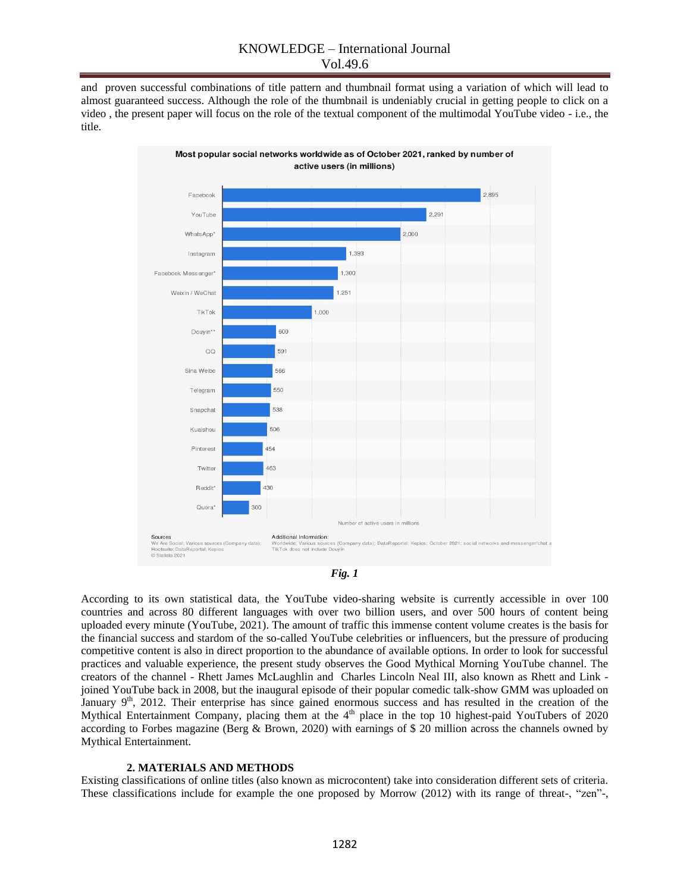and proven successful combinations of title pattern and thumbnail format using a variation of which will lead to almost guaranteed success. Although the role of the thumbnail is undeniably crucial in getting people to click on a video , the present paper will focus on the role of the textual component of the multimodal YouTube video - i.e., the title.

Most popular social networks worldwide as of October 2021, ranked by number of active users (in millions)

Facebook 2,895
YouTube 2,291
WhatsApp* 2,000
Instagram 1,393
Facebook Messenger* 1,300
Weixin / WeChat 1,251
TikTok 1,000
Douyin** 600
QQ 591
Sina Weibo 566
Telegram 550
Snapchat 538
Kuaishou 506
Pinterest 454
Twitter 463
Reddit* 430
Quora* 300

Number of active users in millions

Sources
We Are Social; Various sources (Company data); Hootsuite; DataReportal; Kepios
© Statista 2021

Additional Information:
Worldwide; Various sources (Company data); DataReportal; Kepios; October 2021; social networks and messenger/chat a
TikTok does not include Douyin

***Fig. 1***

According to its own statistical data, the YouTube video-sharing website is currently accessible in over 100 countries and across 80 different languages with over two billion users, and over 500 hours of content being uploaded every minute (YouTube, 2021). The amount of traffic this immense content volume creates is the basis for the financial success and stardom of the so-called YouTube celebrities or influencers, but the pressure of producing competitive content is also in direct proportion to the abundance of available options. In order to look for successful practices and valuable experience, the present study observes the Good Mythical Morning YouTube channel. The creators of the channel - Rhett James McLaughlin and Charles Lincoln Neal III, also known as Rhett and Link - joined YouTube back in 2008, but the inaugural episode of their popular comedic talk-show GMM was uploaded on January 9th, 2012. Their enterprise has since gained enormous success and has resulted in the creation of the Mythical Entertainment Company, placing them at the 4th place in the top 10 highest-paid YouTubers of 2020 according to Forbes magazine (Berg & Brown, 2020) with earnings of $ 20 million across the channels owned by Mythical Entertainment.

## 2. MATERIALS AND METHODS

Existing classifications of online titles (also known as microcontent) take into consideration different sets of criteria. These classifications include for example the one proposed by Morrow (2012) with its range of threat-, "zen"-,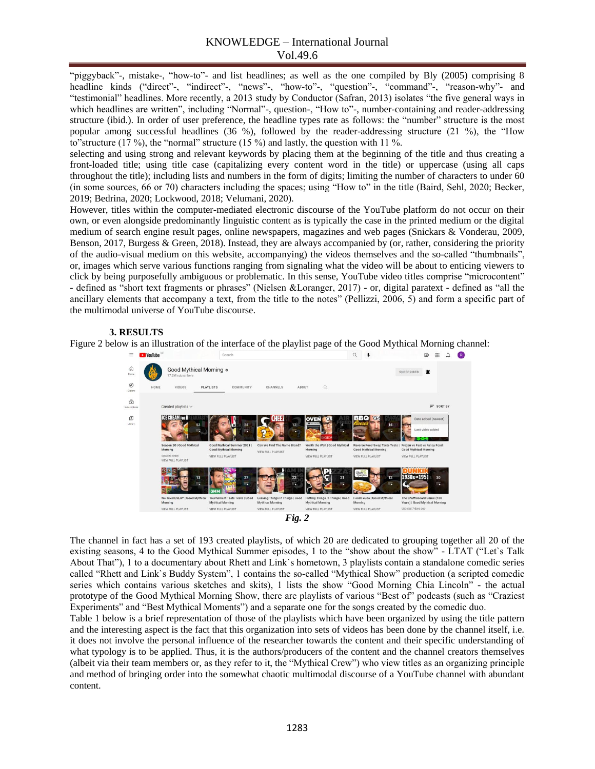"piggyback"-, mistake-, "how-to"- and list headlines; as well as the one compiled by Bly (2005) comprising 8 headline kinds ("direct"-, "indirect"-, "news"-, "how-to"-, "question"-, "command"-, "reason-why"- and "testimonial" headlines. More recently, a 2013 study by Conductor (Safran, 2013) isolates "the five general ways in which headlines are written", including "Normal"-, question-, "How to"-, number-containing and reader-addressing structure (ibid.). In order of user preference, the headline types rate as follows: the "number" structure is the most popular among successful headlines (36 %), followed by the reader-addressing structure (21 %), the "How to"structure (17 %), the "normal" structure (15 %) and lastly, the question with 11 %.

selecting and using strong and relevant keywords by placing them at the beginning of the title and thus creating a front-loaded title; using title case (capitalizing every content word in the title) or uppercase (using all caps throughout the title); including lists and numbers in the form of digits; limiting the number of characters to under 60 (in some sources, 66 or 70) characters including the spaces; using "How to" in the title (Baird, Sehl, 2020; Becker, 2019; Bedrina, 2020; Lockwood, 2018; Velumani, 2020).

However, titles within the computer-mediated electronic discourse of the YouTube platform do not occur on their own, or even alongside predominantly linguistic content as is typically the case in the printed medium or the digital medium of search engine result pages, online newspapers, magazines and web pages (Snickars & Vonderau, 2009, Benson, 2017, Burgess & Green, 2018). Instead, they are always accompanied by (or, rather, considering the priority of the audio-visual medium on this website, accompanying) the videos themselves and the so-called "thumbnails", or, images which serve various functions ranging from signaling what the video will be about to enticing viewers to click by being purposefully ambiguous or problematic. In this sense, YouTube video titles comprise "microcontent" - defined as "short text fragments or phrases" (Nielsen &Loranger, 2017) - or, digital paratext - defined as "all the ancillary elements that accompany a text, from the title to the notes" (Pellizzi, 2006, 5) and form a specific part of the multimodal universe of YouTube discourse.

### 3. RESULTS

Figure 2 below is an illustration of the interface of the playlist page of the Good Mythical Morning channel:

*Fig. 2*

The channel in fact has a set of 193 created playlists, of which 20 are dedicated to grouping together all 20 of the existing seasons, 4 to the Good Mythical Summer episodes, 1 to the "show about the show" - LTAT ("Let`s Talk About That"), 1 to a documentary about Rhett and Link`s hometown, 3 playlists contain a standalone comedic series called "Rhett and Link`s Buddy System", 1 contains the so-called "Mythical Show" production (a scripted comedic series which contains various sketches and skits), 1 lists the show "Good Morning Chia Lincoln" - the actual prototype of the Good Mythical Morning Show, there are playlists of various "Best of" podcasts (such as "Craziest Experiments" and "Best Mythical Moments") and a separate one for the songs created by the comedic duo.

Table 1 below is a brief representation of those of the playlists which have been organized by using the title pattern and the interesting aspect is the fact that this organization into sets of videos has been done by the channel itself, i.e. it does not involve the personal influence of the researcher towards the content and their specific understanding of what typology is to be applied. Thus, it is the authors/producers of the content and the channel creators themselves (albeit via their team members or, as they refer to it, the "Mythical Crew") who view titles as an organizing principle and method of bringing order into the somewhat chaotic multimodal discourse of a YouTube channel with abundant content.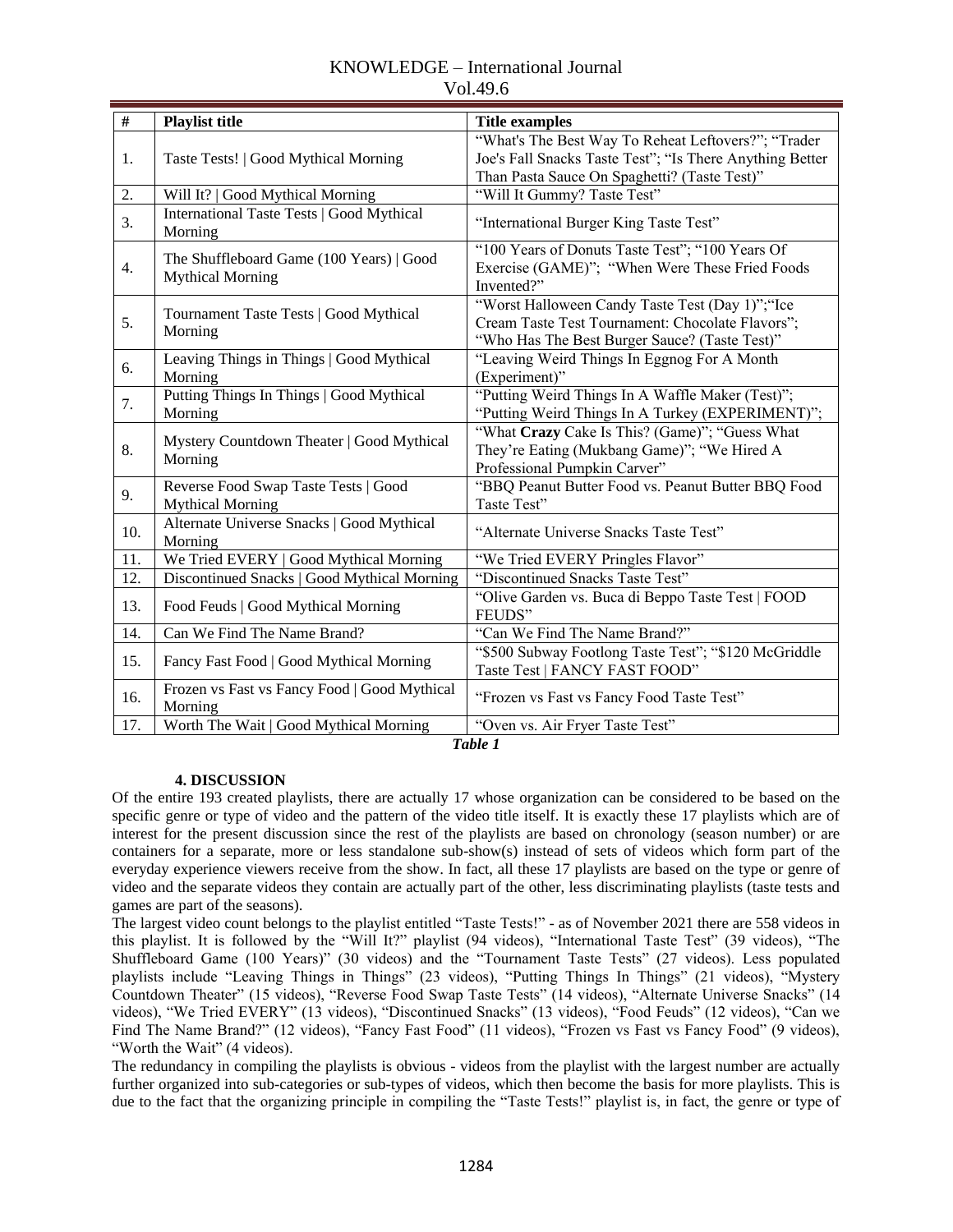| # | Playlist title | Title examples |
|---|---|---|
| 1. | Taste Tests! \| Good Mythical Morning | "What's The Best Way To Reheat Leftovers?"; "Trader Joe's Fall Snacks Taste Test"; "Is There Anything Better Than Pasta Sauce On Spaghetti? (Taste Test)" |
| 2. | Will It? \| Good Mythical Morning | "Will It Gummy? Taste Test" |
| 3. | International Taste Tests \| Good Mythical Morning | "International Burger King Taste Test" |
| 4. | The Shuffleboard Game (100 Years) \| Good Mythical Morning | "100 Years of Donuts Taste Test"; "100 Years Of Exercise (GAME)"; "When Were These Fried Foods Invented?" |
| 5. | Tournament Taste Tests \| Good Mythical Morning | "Worst Halloween Candy Taste Test (Day 1)";"Ice Cream Taste Test Tournament: Chocolate Flavors"; "Who Has The Best Burger Sauce? (Taste Test)" |
| 6. | Leaving Things in Things \| Good Mythical Morning | "Leaving Weird Things In Eggnog For A Month (Experiment)" |
| 7. | Putting Things In Things \| Good Mythical Morning | "Putting Weird Things In A Waffle Maker (Test)"; "Putting Weird Things In A Turkey (EXPERIMENT)"; |
| 8. | Mystery Countdown Theater \| Good Mythical Morning | "What **Crazy** Cake Is This? (Game)"; "Guess What They're Eating (Mukbang Game)"; "We Hired A Professional Pumpkin Carver" |
| 9. | Reverse Food Swap Taste Tests \| Good Mythical Morning | "BBQ Peanut Butter Food vs. Peanut Butter BBQ Food Taste Test" |
| 10. | Alternate Universe Snacks \| Good Mythical Morning | "Alternate Universe Snacks Taste Test" |
| 11. | We Tried EVERY \| Good Mythical Morning | "We Tried EVERY Pringles Flavor" |
| 12. | Discontinued Snacks \| Good Mythical Morning | "Discontinued Snacks Taste Test" |
| 13. | Food Feuds \| Good Mythical Morning | "Olive Garden vs. Buca di Beppo Taste Test \| FOOD FEUDS" |
| 14. | Can We Find The Name Brand? | "Can We Find The Name Brand?" |
| 15. | Fancy Fast Food \| Good Mythical Morning | "$500 Subway Footlong Taste Test"; "$120 McGriddle Taste Test \| FANCY FAST FOOD" |
| 16. | Frozen vs Fast vs Fancy Food \| Good Mythical Morning | "Frozen vs Fast vs Fancy Food Taste Test" |
| 17. | Worth The Wait \| Good Mythical Morning | "Oven vs. Air Fryer Taste Test" |

***Table 1***

### 4. DISCUSSION

Of the entire 193 created playlists, there are actually 17 whose organization can be considered to be based on the specific genre or type of video and the pattern of the video title itself. It is exactly these 17 playlists which are of interest for the present discussion since the rest of the playlists are based on chronology (season number) or are containers for a separate, more or less standalone sub-show(s) instead of sets of videos which form part of the everyday experience viewers receive from the show. In fact, all these 17 playlists are based on the type or genre of video and the separate videos they contain are actually part of the other, less discriminating playlists (taste tests and games are part of the seasons).

The largest video count belongs to the playlist entitled "Taste Tests!" - as of November 2021 there are 558 videos in this playlist. It is followed by the "Will It?" playlist (94 videos), "International Taste Test" (39 videos), "The Shuffleboard Game (100 Years)" (30 videos) and the "Tournament Taste Tests" (27 videos). Less populated playlists include "Leaving Things in Things" (23 videos), "Putting Things In Things" (21 videos), "Mystery Countdown Theater" (15 videos), "Reverse Food Swap Taste Tests" (14 videos), "Alternate Universe Snacks" (14 videos), "We Tried EVERY" (13 videos), "Discontinued Snacks" (13 videos), "Food Feuds" (12 videos), "Can we Find The Name Brand?" (12 videos), "Fancy Fast Food" (11 videos), "Frozen vs Fast vs Fancy Food" (9 videos), "Worth the Wait" (4 videos).

The redundancy in compiling the playlists is obvious - videos from the playlist with the largest number are actually further organized into sub-categories or sub-types of videos, which then become the basis for more playlists. This is due to the fact that the organizing principle in compiling the "Taste Tests!" playlist is, in fact, the genre or type of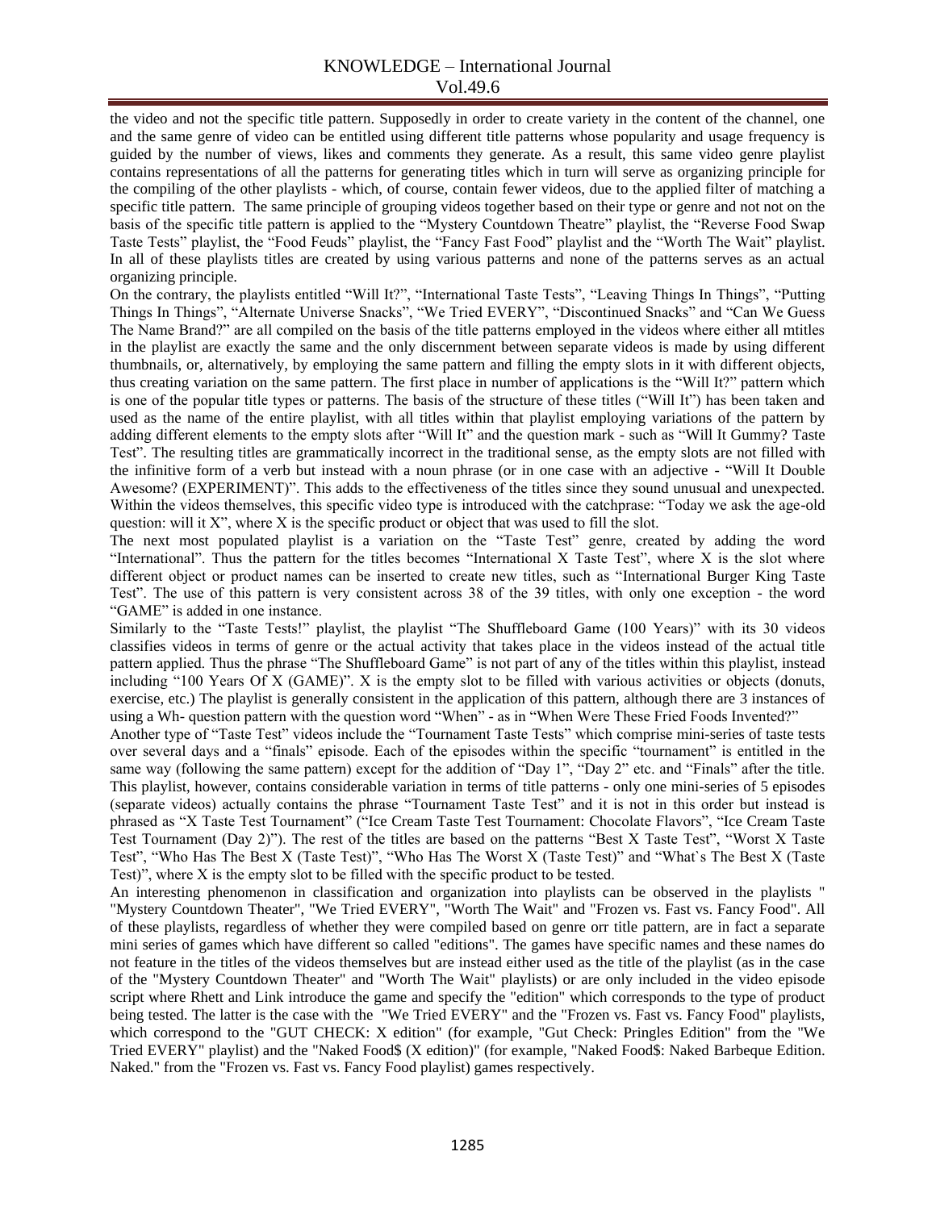the video and not the specific title pattern. Supposedly in order to create variety in the content of the channel, one and the same genre of video can be entitled using different title patterns whose popularity and usage frequency is guided by the number of views, likes and comments they generate. As a result, this same video genre playlist contains representations of all the patterns for generating titles which in turn will serve as organizing principle for the compiling of the other playlists - which, of course, contain fewer videos, due to the applied filter of matching a specific title pattern. The same principle of grouping videos together based on their type or genre and not not on the basis of the specific title pattern is applied to the "Mystery Countdown Theatre" playlist, the "Reverse Food Swap Taste Tests" playlist, the "Food Feuds" playlist, the "Fancy Fast Food" playlist and the "Worth The Wait" playlist. In all of these playlists titles are created by using various patterns and none of the patterns serves as an actual organizing principle.

On the contrary, the playlists entitled "Will It?", "International Taste Tests", "Leaving Things In Things", "Putting Things In Things", "Alternate Universe Snacks", "We Tried EVERY", "Discontinued Snacks" and "Can We Guess The Name Brand?" are all compiled on the basis of the title patterns employed in the videos where either all mtitles in the playlist are exactly the same and the only discernment between separate videos is made by using different thumbnails, or, alternatively, by employing the same pattern and filling the empty slots in it with different objects, thus creating variation on the same pattern. The first place in number of applications is the "Will It?" pattern which is one of the popular title types or patterns. The basis of the structure of these titles ("Will It") has been taken and used as the name of the entire playlist, with all titles within that playlist employing variations of the pattern by adding different elements to the empty slots after "Will It" and the question mark - such as "Will It Gummy? Taste Test". The resulting titles are grammatically incorrect in the traditional sense, as the empty slots are not filled with the infinitive form of a verb but instead with a noun phrase (or in one case with an adjective - "Will It Double Awesome? (EXPERIMENT)". This adds to the effectiveness of the titles since they sound unusual and unexpected. Within the videos themselves, this specific video type is introduced with the catchphrase: "Today we ask the age-old question: will it X", where X is the specific product or object that was used to fill the slot.

The next most populated playlist is a variation on the "Taste Test" genre, created by adding the word "International". Thus the pattern for the titles becomes "International X Taste Test", where X is the slot where different object or product names can be inserted to create new titles, such as "International Burger King Taste Test". The use of this pattern is very consistent across 38 of the 39 titles, with only one exception - the word "GAME" is added in one instance.

Similarly to the "Taste Tests!" playlist, the playlist "The Shuffleboard Game (100 Years)" with its 30 videos classifies videos in terms of genre or the actual activity that takes place in the videos instead of the actual title pattern applied. Thus the phrase "The Shuffleboard Game" is not part of any of the titles within this playlist, instead including "100 Years Of X (GAME)". X is the empty slot to be filled with various activities or objects (donuts, exercise, etc.) The playlist is generally consistent in the application of this pattern, although there are 3 instances of using a Wh- question pattern with the question word "When" - as in "When Were These Fried Foods Invented?"

Another type of "Taste Test" videos include the "Tournament Taste Tests" which comprise mini-series of taste tests over several days and a "finals" episode. Each of the episodes within the specific "tournament" is entitled in the same way (following the same pattern) except for the addition of "Day 1", "Day 2" etc. and "Finals" after the title. This playlist, however, contains considerable variation in terms of title patterns - only one mini-series of 5 episodes (separate videos) actually contains the phrase "Tournament Taste Test" and it is not in this order but instead is phrased as "X Taste Test Tournament" ("Ice Cream Taste Test Tournament: Chocolate Flavors", "Ice Cream Taste Test Tournament (Day 2)"). The rest of the titles are based on the patterns "Best X Taste Test", "Worst X Taste Test", "Who Has The Best X (Taste Test)", "Who Has The Worst X (Taste Test)" and "What`s The Best X (Taste Test)", where X is the empty slot to be filled with the specific product to be tested.

An interesting phenomenon in classification and organization into playlists can be observed in the playlists " "Mystery Countdown Theater", "We Tried EVERY", "Worth The Wait" and "Frozen vs. Fast vs. Fancy Food". All of these playlists, regardless of whether they were compiled based on genre orr title pattern, are in fact a separate mini series of games which have different so called "editions". The games have specific names and these names do not feature in the titles of the videos themselves but are instead either used as the title of the playlist (as in the case of the "Mystery Countdown Theater" and "Worth The Wait" playlists) or are only included in the video episode script where Rhett and Link introduce the game and specify the "edition" which corresponds to the type of product being tested. The latter is the case with the "We Tried EVERY" and the "Frozen vs. Fast vs. Fancy Food" playlists, which correspond to the "GUT CHECK: X edition" (for example, "Gut Check: Pringles Edition" from the "We Tried EVERY" playlist) and the "Naked Food$ (X edition)" (for example, "Naked Food$: Naked Barbeque Edition. Naked." from the "Frozen vs. Fast vs. Fancy Food playlist) games respectively.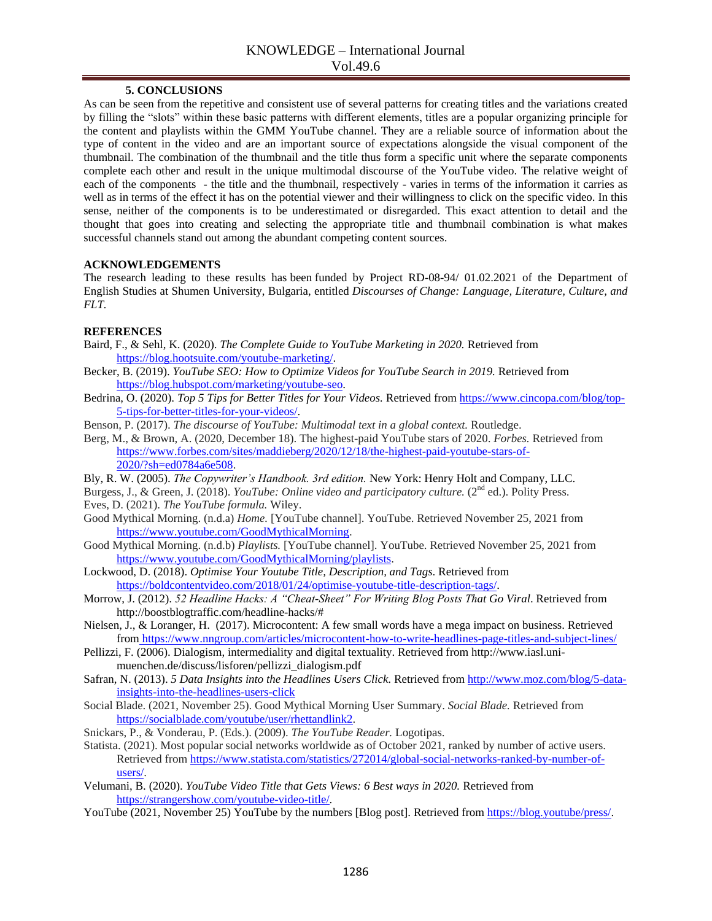## 5. CONCLUSIONS

As can be seen from the repetitive and consistent use of several patterns for creating titles and the variations created by filling the "slots" within these basic patterns with different elements, titles are a popular organizing principle for the content and playlists within the GMM YouTube channel. They are a reliable source of information about the type of content in the video and are an important source of expectations alongside the visual component of the thumbnail. The combination of the thumbnail and the title thus form a specific unit where the separate components complete each other and result in the unique multimodal discourse of the YouTube video. The relative weight of each of the components - the title and the thumbnail, respectively - varies in terms of the information it carries as well as in terms of the effect it has on the potential viewer and their willingness to click on the specific video. In this sense, neither of the components is to be underestimated or disregarded. This exact attention to detail and the thought that goes into creating and selecting the appropriate title and thumbnail combination is what makes successful channels stand out among the abundant competing content sources.

## ACKNOWLEDGEMENTS

The research leading to these results has been funded by Project RD-08-94/ 01.02.2021 of the Department of English Studies at Shumen University, Bulgaria, entitled *Discourses of Change: Language, Literature, Culture, and FLT.*

## REFERENCES

Baird, F., & Sehl, K. (2020). *The Complete Guide to YouTube Marketing in 2020.* Retrieved from https://blog.hootsuite.com/youtube-marketing/.

Becker, B. (2019). *YouTube SEO: How to Optimize Videos for YouTube Search in 2019.* Retrieved from https://blog.hubspot.com/marketing/youtube-seo.

Bedrina, O. (2020). *Top 5 Tips for Better Titles for Your Videos.* Retrieved from https://www.cincopa.com/blog/top-5-tips-for-better-titles-for-your-videos/.

Benson, P. (2017). *The discourse of YouTube: Multimodal text in a global context.* Routledge.

Berg, M., & Brown, A. (2020, December 18). The highest-paid YouTube stars of 2020. *Forbes.* Retrieved from https://www.forbes.com/sites/maddieberg/2020/12/18/the-highest-paid-youtube-stars-of-2020/?sh=ed0784a6e508.

Bly, R. W. (2005). *The Copywriter's Handbook. 3rd edition.* New York: Henry Holt and Company, LLC.

Burgess, J., & Green, J. (2018). *YouTube: Online video and participatory culture.* (2nd ed.). Polity Press.

Eves, D. (2021). *The YouTube formula.* Wiley.

Good Mythical Morning. (n.d.a) *Home.* [YouTube channel]. YouTube. Retrieved November 25, 2021 from https://www.youtube.com/GoodMythicalMorning.

Good Mythical Morning. (n.d.b) *Playlists.* [YouTube channel]. YouTube. Retrieved November 25, 2021 from https://www.youtube.com/GoodMythicalMorning/playlists.

Lockwood, D. (2018). *Optimise Your Youtube Title, Description, and Tags.* Retrieved from https://boldcontentvideo.com/2018/01/24/optimise-youtube-title-description-tags/.

Morrow, J. (2012). *52 Headline Hacks: A "Cheat-Sheet" For Writing Blog Posts That Go Viral.* Retrieved from http://boostblogtraffic.com/headline-hacks/#

Nielsen, J., & Loranger, H. (2017). Microcontent: A few small words have a mega impact on business. Retrieved from https://www.nngroup.com/articles/microcontent-how-to-write-headlines-page-titles-and-subject-lines/

Pellizzi, F. (2006). Dialogism, intermediality and digital textuality. Retrieved from http://www.iasl.uni-muenchen.de/discuss/lisforen/pellizzi_dialogism.pdf

Safran, N. (2013). *5 Data Insights into the Headlines Users Click.* Retrieved from http://www.moz.com/blog/5-data-insights-into-the-headlines-users-click

Social Blade. (2021, November 25). Good Mythical Morning User Summary. *Social Blade.* Retrieved from https://socialblade.com/youtube/user/rhettandlink2.

Snickars, P., & Vonderau, P. (Eds.). (2009). *The YouTube Reader.* Logotipas.

Statista. (2021). Most popular social networks worldwide as of October 2021, ranked by number of active users. Retrieved from https://www.statista.com/statistics/272014/global-social-networks-ranked-by-number-of-users/.

Velumani, B. (2020). *YouTube Video Title that Gets Views: 6 Best ways in 2020.* Retrieved from https://strangershow.com/youtube-video-title/.

YouTube (2021, November 25) YouTube by the numbers [Blog post]. Retrieved from https://blog.youtube/press/.